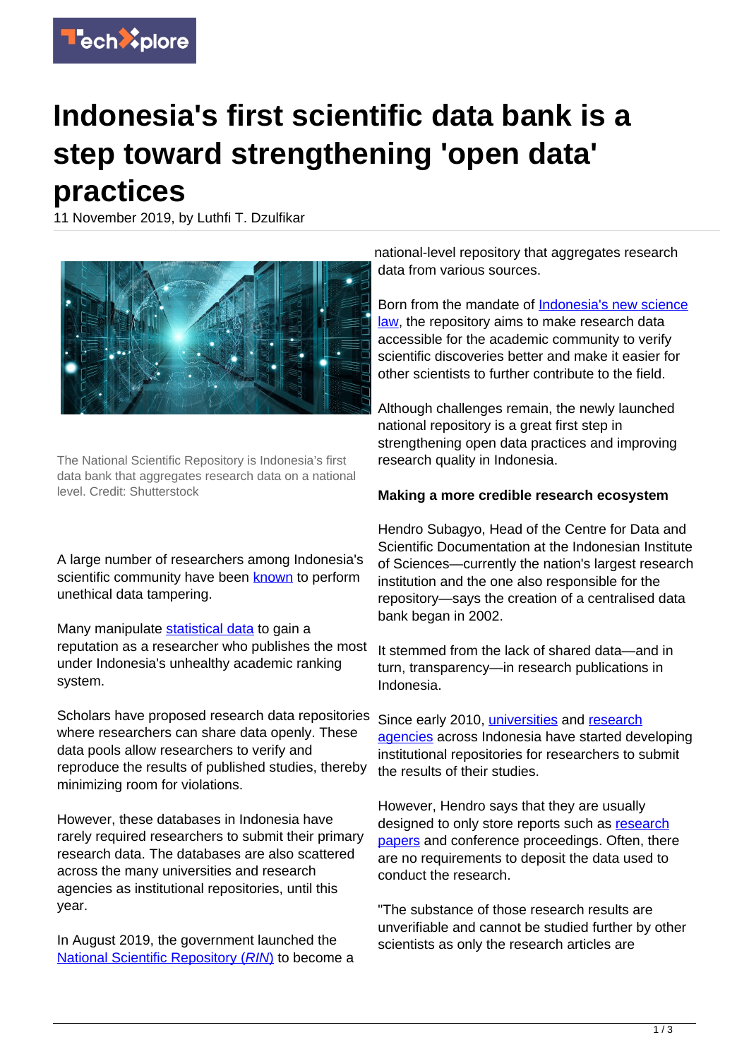# Indonesia's first scientific data bank is a step toward strengthening 'open data' practices

11 November 2019, by Luthfi T. Dzulfikar

The National Scientific Repository is Indonesia's first data bank that aggregates research data on a national level. Credit: Shutterstock

A large number of researchers among Indonesia's scientific community have been known to perform unethical data tampering.

Many manipulate statistical data to gain a reputation as a researcher who publishes the most under Indonesia's unhealthy academic ranking system.

Scholars have proposed research data repositories where researchers can share data openly. These data pools allow researchers to verify and reproduce the results of published studies, thereby minimizing room for violations.

However, these databases in Indonesia have rarely required researchers to submit their primary research data. The databases are also scattered across the many universities and research agencies as institutional repositories, until this year.

In August 2019, the government launched the National Scientific Repository (*RIN*) to become a national-level repository that aggregates research data from various sources.

Born from the mandate of Indonesia's new science law, the repository aims to make research data accessible for the academic community to verify scientific discoveries better and make it easier for other scientists to further contribute to the field.

Although challenges remain, the newly launched national repository is a great first step in strengthening open data practices and improving research quality in Indonesia.

**Making a more credible research ecosystem**

Hendro Subagyo, Head of the Centre for Data and Scientific Documentation at the Indonesian Institute of Sciences—currently the nation's largest research institution and the one also responsible for the repository—says the creation of a centralised data bank began in 2002.

It stemmed from the lack of shared data—and in turn, transparency—in research publications in Indonesia.

Since early 2010, universities and research agencies across Indonesia have started developing institutional repositories for researchers to submit the results of their studies.

However, Hendro says that they are usually designed to only store reports such as research papers and conference proceedings. Often, there are no requirements to deposit the data used to conduct the research.

"The substance of those research results are unverifiable and cannot be studied further by other scientists as only the research articles are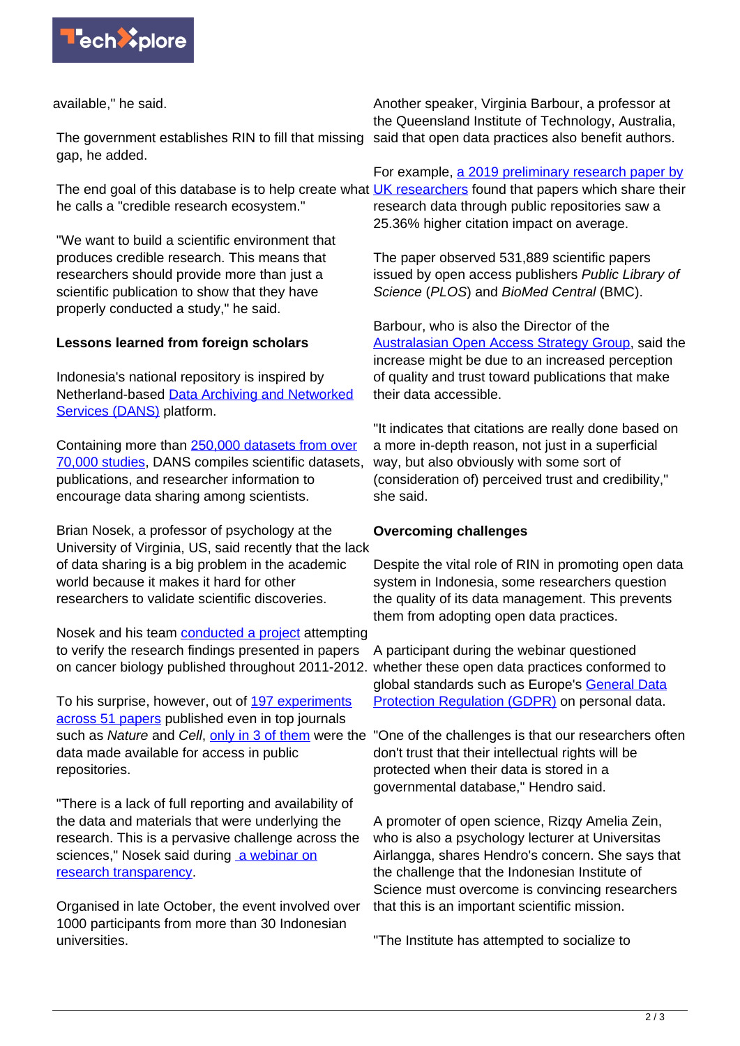available," he said.

The government establishes RIN to fill that missing gap, he added.

The end goal of this database is to help create what he calls a "credible research ecosystem."

"We want to build a scientific environment that produces credible research. This means that researchers should provide more than just a scientific publication to show that they have properly conducted a study," he said.

**Lessons learned from foreign scholars**

Indonesia's national repository is inspired by Netherland-based Data Archiving and Networked Services (DANS) platform.

Containing more than 250,000 datasets from over 70,000 studies, DANS compiles scientific datasets, publications, and researcher information to encourage data sharing among scientists.

Brian Nosek, a professor of psychology at the University of Virginia, US, said recently that the lack of data sharing is a big problem in the academic world because it makes it hard for other researchers to validate scientific discoveries.

Nosek and his team conducted a project attempting to verify the research findings presented in papers on cancer biology published throughout 2011-2012.

To his surprise, however, out of 197 experiments across 51 papers published even in top journals such as *Nature* and *Cell*, only in 3 of them were the data made available for access in public repositories.

"There is a lack of full reporting and availability of the data and materials that were underlying the research. This is a pervasive challenge across the sciences," Nosek said during a webinar on research transparency.

Organised in late October, the event involved over 1000 participants from more than 30 Indonesian universities.

Another speaker, Virginia Barbour, a professor at the Queensland Institute of Technology, Australia, said that open data practices also benefit authors.

For example, a 2019 preliminary research paper by UK researchers found that papers which share their research data through public repositories saw a 25.36% higher citation impact on average.

The paper observed 531,889 scientific papers issued by open access publishers *Public Library of Science* (*PLOS*) and *BioMed Central* (BMC).

Barbour, who is also the Director of the Australasian Open Access Strategy Group, said the increase might be due to an increased perception of quality and trust toward publications that make their data accessible.

"It indicates that citations are really done based on a more in-depth reason, not just in a superficial way, but also obviously with some sort of (consideration of) perceived trust and credibility," she said.

**Overcoming challenges**

Despite the vital role of RIN in promoting open data system in Indonesia, some researchers question the quality of its data management. This prevents them from adopting open data practices.

A participant during the webinar questioned whether these open data practices conformed to global standards such as Europe's General Data Protection Regulation (GDPR) on personal data.

"One of the challenges is that our researchers often don't trust that their intellectual rights will be protected when their data is stored in a governmental database," Hendro said.

A promoter of open science, Rizqy Amelia Zein, who is also a psychology lecturer at Universitas Airlangga, shares Hendro's concern. She says that the challenge that the Indonesian Institute of Science must overcome is convincing researchers that this is an important scientific mission.

"The Institute has attempted to socialize to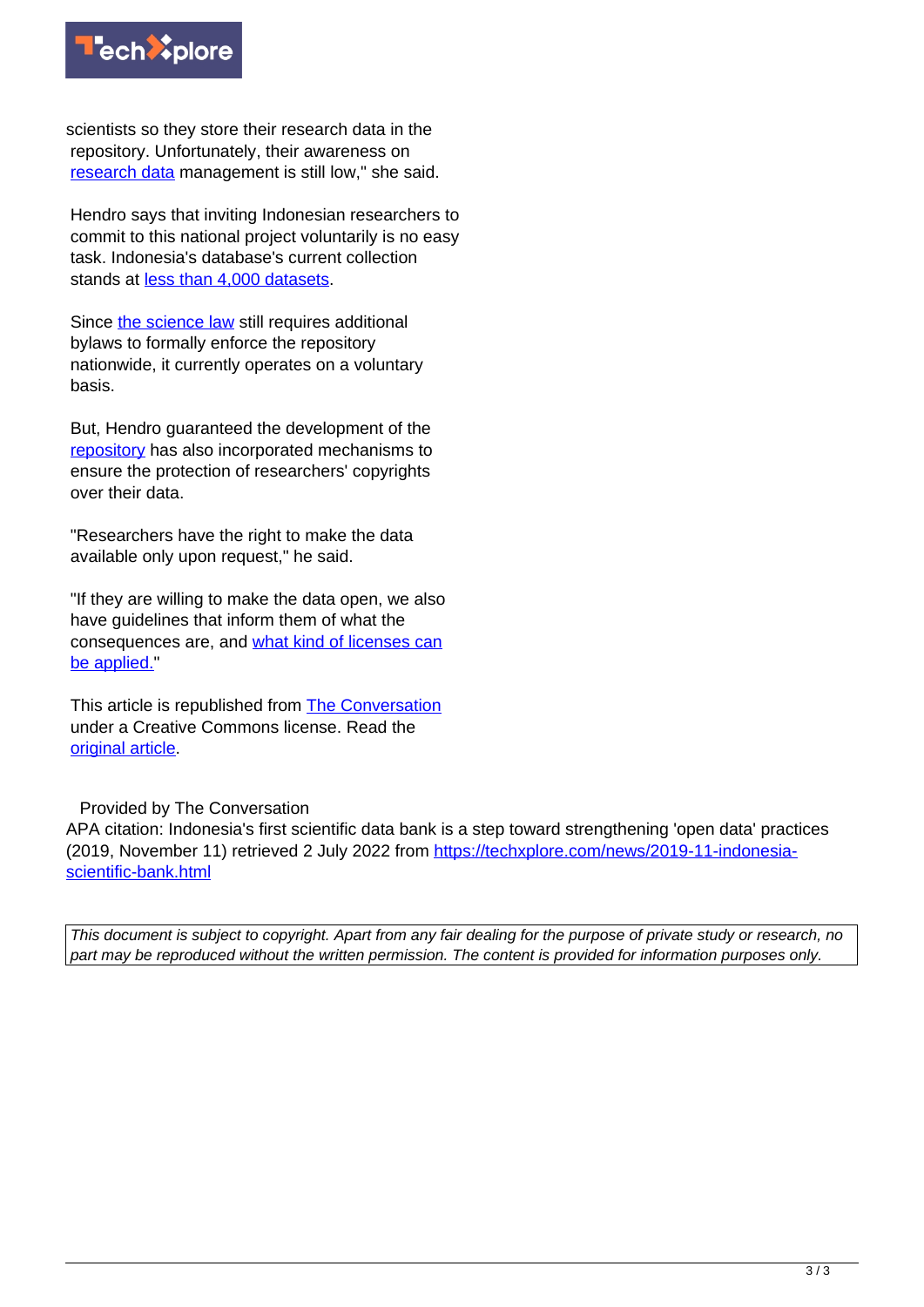scientists so they store their research data in the repository. Unfortunately, their awareness on research data management is still low," she said.

Hendro says that inviting Indonesian researchers to commit to this national project voluntarily is no easy task. Indonesia's database's current collection stands at less than 4,000 datasets.

Since the science law still requires additional bylaws to formally enforce the repository nationwide, it currently operates on a voluntary basis.

But, Hendro guaranteed the development of the repository has also incorporated mechanisms to ensure the protection of researchers' copyrights over their data.

"Researchers have the right to make the data available only upon request," he said.

"If they are willing to make the data open, we also have guidelines that inform them of what the consequences are, and what kind of licenses can be applied."

This article is republished from The Conversation under a Creative Commons license. Read the original article.

Provided by The Conversation

APA citation: Indonesia's first scientific data bank is a step toward strengthening 'open data' practices (2019, November 11) retrieved 2 July 2022 from https://techxplore.com/news/2019-11-indonesia-scientific-bank.html

*This document is subject to copyright. Apart from any fair dealing for the purpose of private study or research, no part may be reproduced without the written permission. The content is provided for information purposes only.*